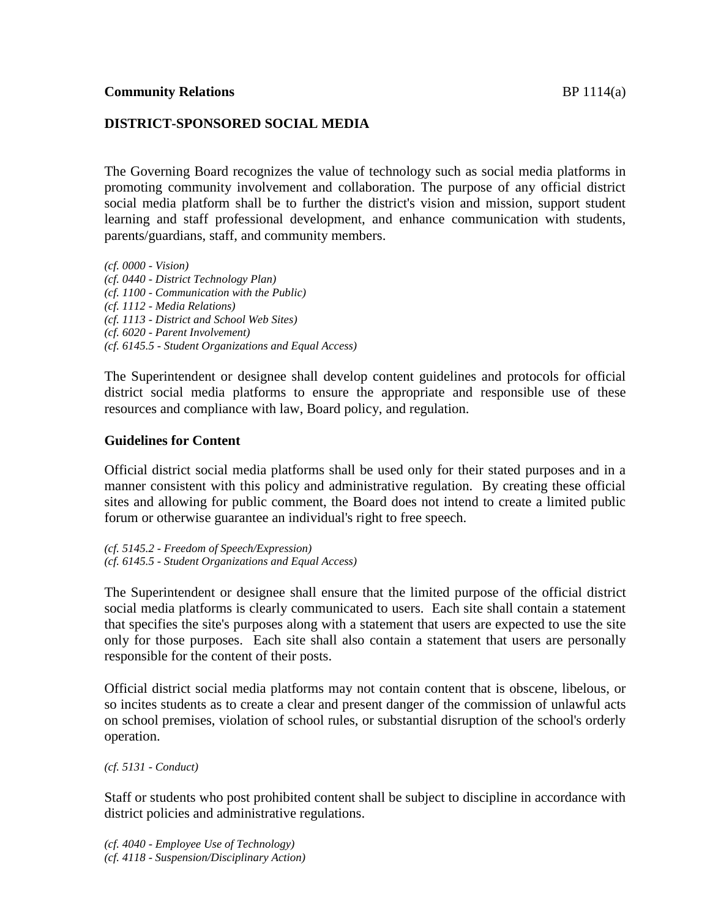**Community Relations** BP 1114(a)

## DISTRICT-SPONSORED SOCIAL MEDIA

The Governing Board recognizes the value of technology such as social media platforms in promoting community involvement and collaboration. The purpose of any official district social media platform shall be to further the district's vision and mission, support student learning and staff professional development, and enhance communication with students, parents/guardians, staff, and community members.

*(cf. 0000 - Vision)*
*(cf. 0440 - District Technology Plan)*
*(cf. 1100 - Communication with the Public)*
*(cf. 1112 - Media Relations)*
*(cf. 1113 - District and School Web Sites)*
*(cf. 6020 - Parent Involvement)*
*(cf. 6145.5 - Student Organizations and Equal Access)*

The Superintendent or designee shall develop content guidelines and protocols for official district social media platforms to ensure the appropriate and responsible use of these resources and compliance with law, Board policy, and regulation.

### Guidelines for Content

Official district social media platforms shall be used only for their stated purposes and in a manner consistent with this policy and administrative regulation. By creating these official sites and allowing for public comment, the Board does not intend to create a limited public forum or otherwise guarantee an individual's right to free speech.

*(cf. 5145.2 - Freedom of Speech/Expression)*
*(cf. 6145.5 - Student Organizations and Equal Access)*

The Superintendent or designee shall ensure that the limited purpose of the official district social media platforms is clearly communicated to users. Each site shall contain a statement that specifies the site's purposes along with a statement that users are expected to use the site only for those purposes. Each site shall also contain a statement that users are personally responsible for the content of their posts.

Official district social media platforms may not contain content that is obscene, libelous, or so incites students as to create a clear and present danger of the commission of unlawful acts on school premises, violation of school rules, or substantial disruption of the school's orderly operation.

*(cf. 5131 - Conduct)*

Staff or students who post prohibited content shall be subject to discipline in accordance with district policies and administrative regulations.

*(cf. 4040 - Employee Use of Technology)*
*(cf. 4118 - Suspension/Disciplinary Action)*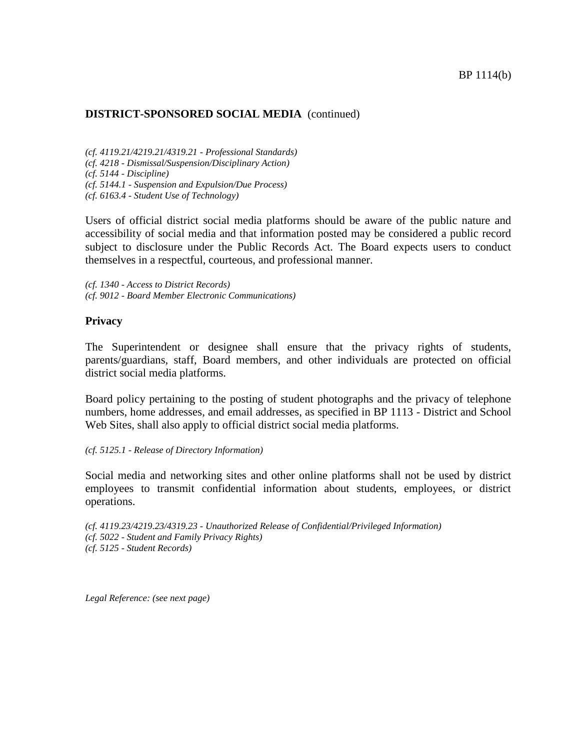**DISTRICT-SPONSORED SOCIAL MEDIA** (continued)

*(cf. 4119.21/4219.21/4319.21 - Professional Standards)*
*(cf. 4218 - Dismissal/Suspension/Disciplinary Action)*
*(cf. 5144 - Discipline)*
*(cf. 5144.1 - Suspension and Expulsion/Due Process)*
*(cf. 6163.4 - Student Use of Technology)*

Users of official district social media platforms should be aware of the public nature and accessibility of social media and that information posted may be considered a public record subject to disclosure under the Public Records Act. The Board expects users to conduct themselves in a respectful, courteous, and professional manner.

*(cf. 1340 - Access to District Records)*
*(cf. 9012 - Board Member Electronic Communications)*

**Privacy**

The Superintendent or designee shall ensure that the privacy rights of students, parents/guardians, staff, Board members, and other individuals are protected on official district social media platforms.

Board policy pertaining to the posting of student photographs and the privacy of telephone numbers, home addresses, and email addresses, as specified in BP 1113 - District and School Web Sites, shall also apply to official district social media platforms.

*(cf. 5125.1 - Release of Directory Information)*

Social media and networking sites and other online platforms shall not be used by district employees to transmit confidential information about students, employees, or district operations.

*(cf. 4119.23/4219.23/4319.23 - Unauthorized Release of Confidential/Privileged Information)*
*(cf. 5022 - Student and Family Privacy Rights)*
*(cf. 5125 - Student Records)*

*Legal Reference: (see next page)*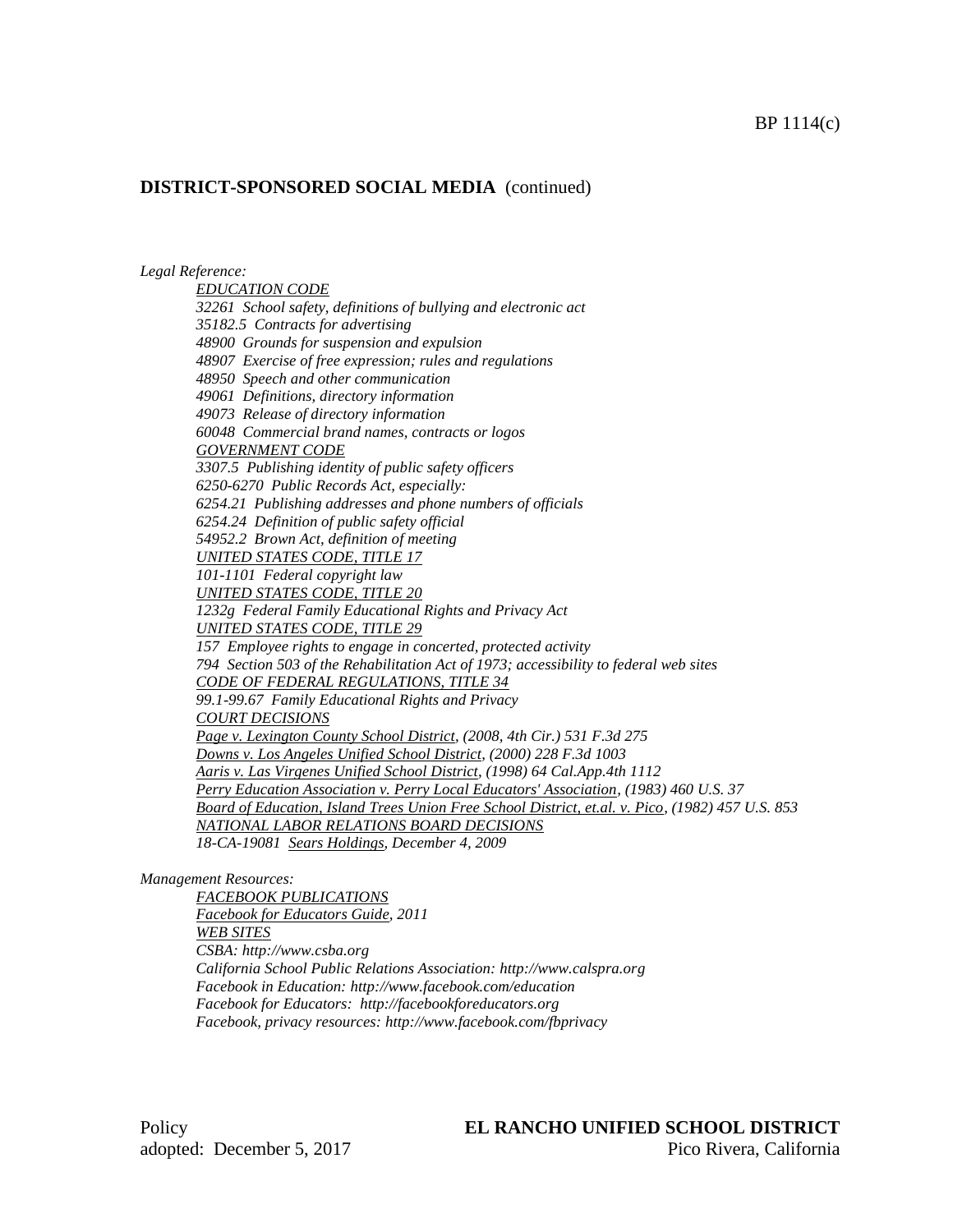**DISTRICT-SPONSORED SOCIAL MEDIA** (continued)

*Legal Reference:*

*EDUCATION CODE*
*32261 School safety, definitions of bullying and electronic act*
*35182.5 Contracts for advertising*
*48900 Grounds for suspension and expulsion*
*48907 Exercise of free expression; rules and regulations*
*48950 Speech and other communication*
*49061 Definitions, directory information*
*49073 Release of directory information*
*60048 Commercial brand names, contracts or logos*
*GOVERNMENT CODE*
*3307.5 Publishing identity of public safety officers*
*6250-6270 Public Records Act, especially:*
*6254.21 Publishing addresses and phone numbers of officials*
*6254.24 Definition of public safety official*
*54952.2 Brown Act, definition of meeting*
*UNITED STATES CODE, TITLE 17*
*101-1101 Federal copyright law*
*UNITED STATES CODE, TITLE 20*
*1232g Federal Family Educational Rights and Privacy Act*
*UNITED STATES CODE, TITLE 29*
*157 Employee rights to engage in concerted, protected activity*
*794 Section 503 of the Rehabilitation Act of 1973; accessibility to federal web sites*
*CODE OF FEDERAL REGULATIONS, TITLE 34*
*99.1-99.67 Family Educational Rights and Privacy*
*COURT DECISIONS*
*Page v. Lexington County School District, (2008, 4th Cir.) 531 F.3d 275*
*Downs v. Los Angeles Unified School District, (2000) 228 F.3d 1003*
*Aaris v. Las Virgenes Unified School District, (1998) 64 Cal.App.4th 1112*
*Perry Education Association v. Perry Local Educators' Association, (1983) 460 U.S. 37*
*Board of Education, Island Trees Union Free School District, et.al. v. Pico, (1982) 457 U.S. 853*
*NATIONAL LABOR RELATIONS BOARD DECISIONS*
*18-CA-19081 Sears Holdings, December 4, 2009*

*Management Resources:*

*FACEBOOK PUBLICATIONS*
*Facebook for Educators Guide, 2011*
*WEB SITES*
*CSBA: http://www.csba.org*
*California School Public Relations Association: http://www.calspra.org*
*Facebook in Education: http://www.facebook.com/education*
*Facebook for Educators: http://facebookforeducators.org*
*Facebook, privacy resources: http://www.facebook.com/fbprivacy*

Policy
adopted: December 5, 2017

**EL RANCHO UNIFIED SCHOOL DISTRICT**
Pico Rivera, California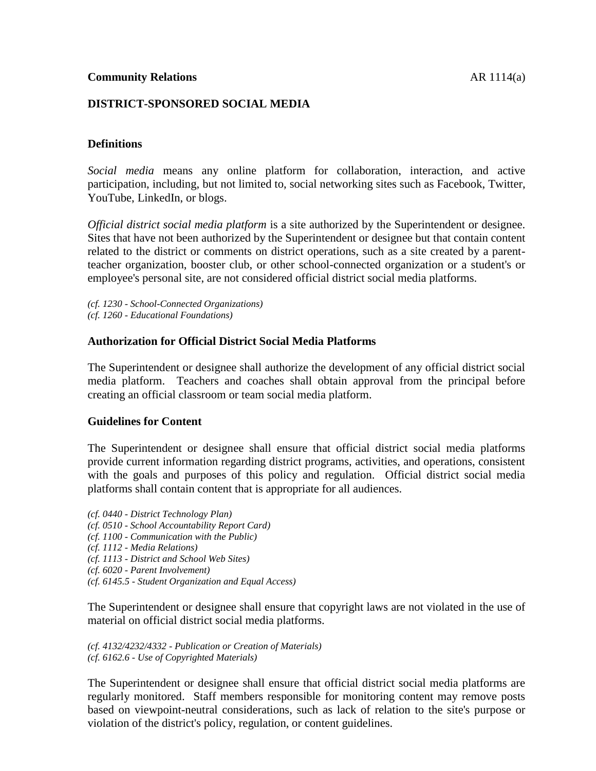**Community Relations** AR 1114(a)

## DISTRICT-SPONSORED SOCIAL MEDIA

### Definitions

*Social media* means any online platform for collaboration, interaction, and active participation, including, but not limited to, social networking sites such as Facebook, Twitter, YouTube, LinkedIn, or blogs.

*Official district social media platform* is a site authorized by the Superintendent or designee. Sites that have not been authorized by the Superintendent or designee but that contain content related to the district or comments on district operations, such as a site created by a parent-teacher organization, booster club, or other school-connected organization or a student's or employee's personal site, are not considered official district social media platforms.

*(cf. 1230 - School-Connected Organizations)*
*(cf. 1260 - Educational Foundations)*

### Authorization for Official District Social Media Platforms

The Superintendent or designee shall authorize the development of any official district social media platform. Teachers and coaches shall obtain approval from the principal before creating an official classroom or team social media platform.

### Guidelines for Content

The Superintendent or designee shall ensure that official district social media platforms provide current information regarding district programs, activities, and operations, consistent with the goals and purposes of this policy and regulation. Official district social media platforms shall contain content that is appropriate for all audiences.

*(cf. 0440 - District Technology Plan)*
*(cf. 0510 - School Accountability Report Card)*
*(cf. 1100 - Communication with the Public)*
*(cf. 1112 - Media Relations)*
*(cf. 1113 - District and School Web Sites)*
*(cf. 6020 - Parent Involvement)*
*(cf. 6145.5 - Student Organization and Equal Access)*

The Superintendent or designee shall ensure that copyright laws are not violated in the use of material on official district social media platforms.

*(cf. 4132/4232/4332 - Publication or Creation of Materials)*
*(cf. 6162.6 - Use of Copyrighted Materials)*

The Superintendent or designee shall ensure that official district social media platforms are regularly monitored. Staff members responsible for monitoring content may remove posts based on viewpoint-neutral considerations, such as lack of relation to the site's purpose or violation of the district's policy, regulation, or content guidelines.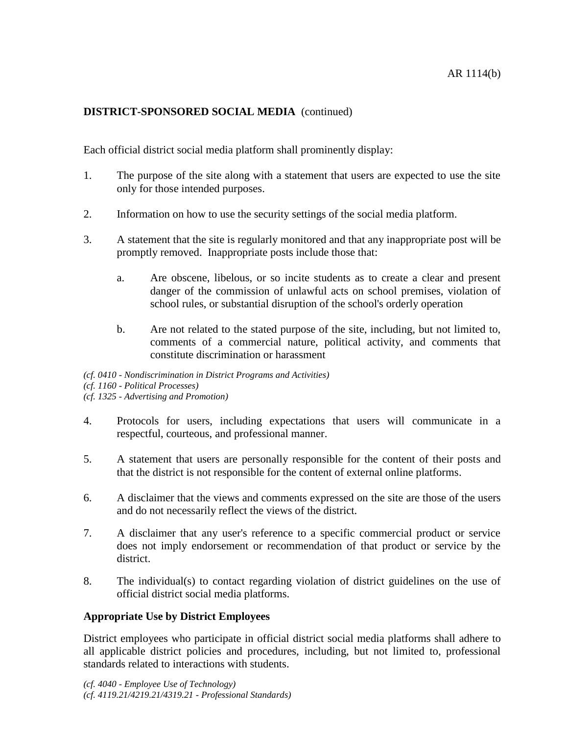**DISTRICT-SPONSORED SOCIAL MEDIA** (continued)

Each official district social media platform shall prominently display:

1. The purpose of the site along with a statement that users are expected to use the site only for those intended purposes.

2. Information on how to use the security settings of the social media platform.

3. A statement that the site is regularly monitored and that any inappropriate post will be promptly removed. Inappropriate posts include those that:

   a. Are obscene, libelous, or so incite students as to create a clear and present danger of the commission of unlawful acts on school premises, violation of school rules, or substantial disruption of the school's orderly operation

   b. Are not related to the stated purpose of the site, including, but not limited to, comments of a commercial nature, political activity, and comments that constitute discrimination or harassment

*(cf. 0410 - Nondiscrimination in District Programs and Activities)*
*(cf. 1160 - Political Processes)*
*(cf. 1325 - Advertising and Promotion)*

4. Protocols for users, including expectations that users will communicate in a respectful, courteous, and professional manner.

5. A statement that users are personally responsible for the content of their posts and that the district is not responsible for the content of external online platforms.

6. A disclaimer that the views and comments expressed on the site are those of the users and do not necessarily reflect the views of the district.

7. A disclaimer that any user's reference to a specific commercial product or service does not imply endorsement or recommendation of that product or service by the district.

8. The individual(s) to contact regarding violation of district guidelines on the use of official district social media platforms.

**Appropriate Use by District Employees**

District employees who participate in official district social media platforms shall adhere to all applicable district policies and procedures, including, but not limited to, professional standards related to interactions with students.

*(cf. 4040 - Employee Use of Technology)*
*(cf. 4119.21/4219.21/4319.21 - Professional Standards)*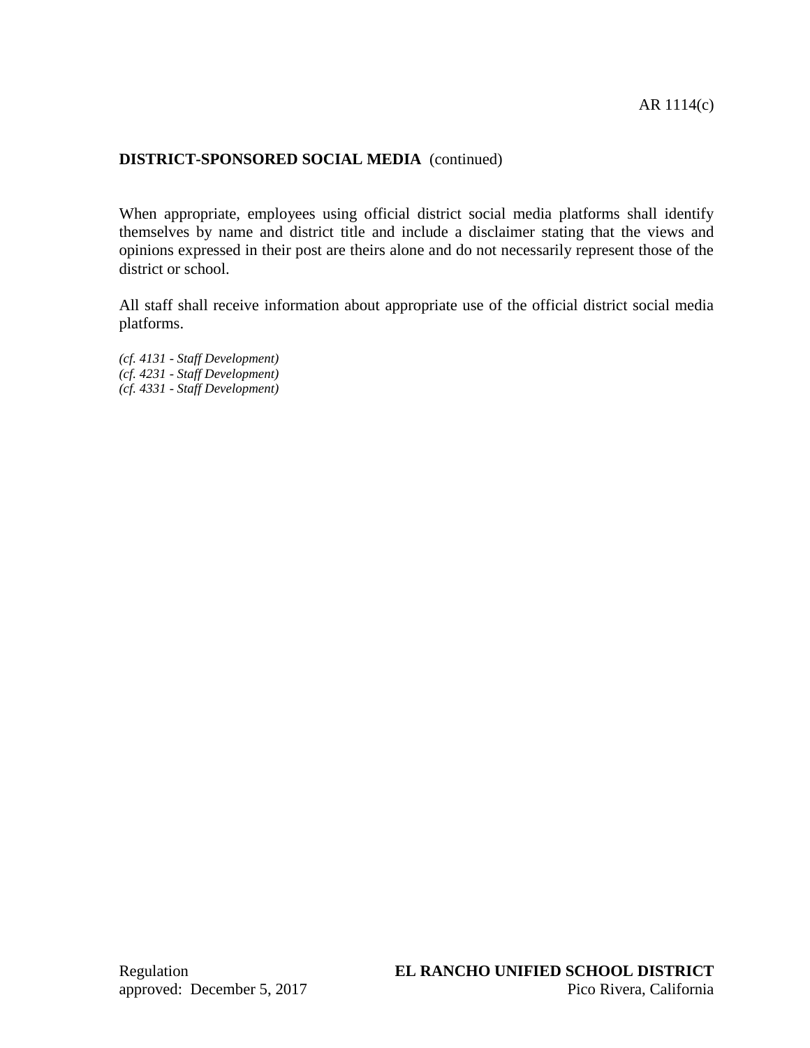When appropriate, employees using official district social media platforms shall identify themselves by name and district title and include a disclaimer stating that the views and opinions expressed in their post are theirs alone and do not necessarily represent those of the district or school.

All staff shall receive information about appropriate use of the official district social media platforms.

*(cf. 4131 - Staff Development)*
*(cf. 4231 - Staff Development)*
*(cf. 4331 - Staff Development)*

Regulation **EL RANCHO UNIFIED SCHOOL DISTRICT**
approved: December 5, 2017 Pico Rivera, California